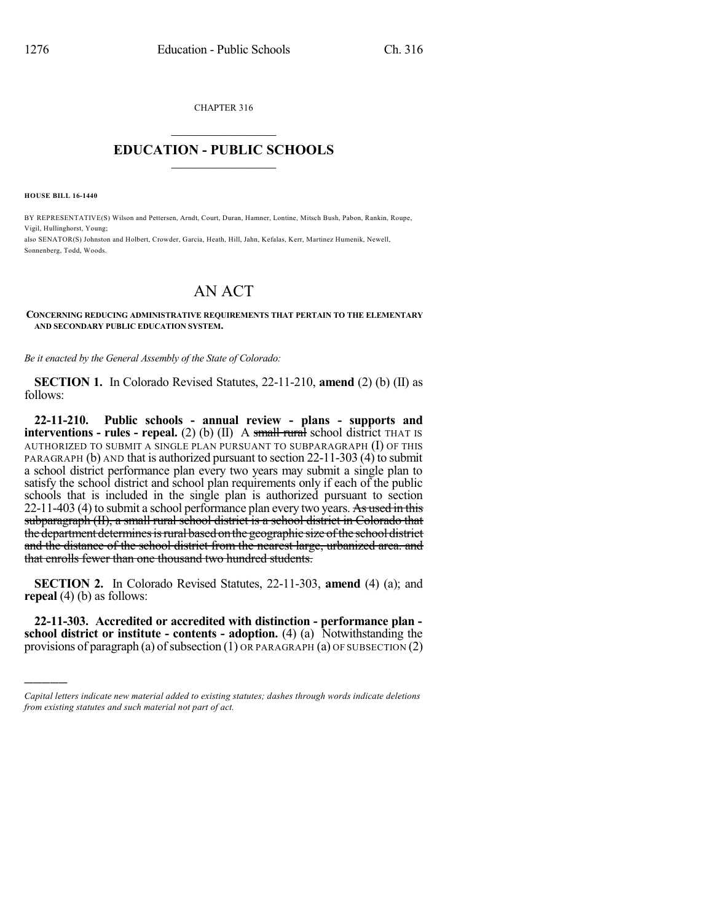CHAPTER 316

# EDUCATION - PUBLIC SCHOOLS

**HOUSE BILL 16-1440**

BY REPRESENTATIVE(S) Wilson and Pettersen, Arndt, Court, Duran, Hamner, Lontine, Mitsch Bush, Pabon, Rankin, Roupe, Vigil, Hullinghorst, Young;
also SENATOR(S) Johnston and Holbert, Crowder, Garcia, Heath, Hill, Jahn, Kefalas, Kerr, Martinez Humenik, Newell, Sonnenberg, Todd, Woods.

# AN ACT

**CONCERNING REDUCING ADMINISTRATIVE REQUIREMENTS THAT PERTAIN TO THE ELEMENTARY AND SECONDARY PUBLIC EDUCATION SYSTEM.**

*Be it enacted by the General Assembly of the State of Colorado:*

**SECTION 1.** In Colorado Revised Statutes, 22-11-210, **amend** (2) (b) (II) as follows:

**22-11-210. Public schools - annual review - plans - supports and interventions - rules - repeal.** (2) (b) (II) A ~~small rural~~ school district THAT IS AUTHORIZED TO SUBMIT A SINGLE PLAN PURSUANT TO SUBPARAGRAPH (I) OF THIS PARAGRAPH (b) AND that is authorized pursuant to section 22-11-303 (4) to submit a school district performance plan every two years may submit a single plan to satisfy the school district and school plan requirements only if each of the public schools that is included in the single plan is authorized pursuant to section 22-11-403 (4) to submit a school performance plan every two years. ~~As used in this subparagraph (II), a small rural school district is a school district in Colorado that the department determines is rural based on the geographic size of the school district and the distance of the school district from the nearest large, urbanized area. and that enrolls fewer than one thousand two hundred students.~~

**SECTION 2.** In Colorado Revised Statutes, 22-11-303, **amend** (4) (a); and **repeal** (4) (b) as follows:

**22-11-303. Accredited or accredited with distinction - performance plan - school district or institute - contents - adoption.** (4) (a) Notwithstanding the provisions of paragraph (a) of subsection (1) OR PARAGRAPH (a) OF SUBSECTION (2)

*Capital letters indicate new material added to existing statutes; dashes through words indicate deletions from existing statutes and such material not part of act.*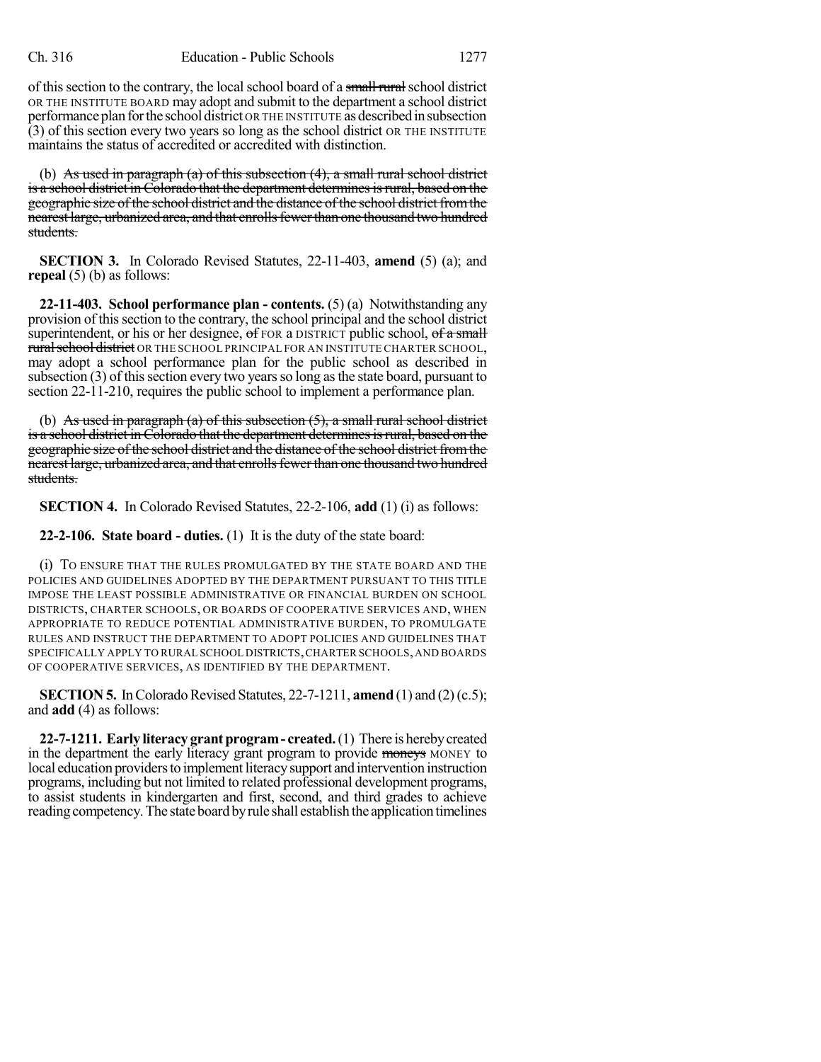of this section to the contrary, the local school board of a ~~small rural~~ school district OR THE INSTITUTE BOARD may adopt and submit to the department a school district performance plan for the school district OR THE INSTITUTE as described in subsection (3) of this section every two years so long as the school district OR THE INSTITUTE maintains the status of accredited or accredited with distinction.

(b) ~~As used in paragraph (a) of this subsection (4), a small rural school district is a school district in Colorado that the department determines is rural, based on the geographic size of the school district and the distance of the school district from the nearest large, urbanized area, and that enrolls fewer than one thousand two hundred students.~~

**SECTION 3.** In Colorado Revised Statutes, 22-11-403, **amend** (5) (a); and **repeal** (5) (b) as follows:

**22-11-403. School performance plan - contents.** (5) (a) Notwithstanding any provision of this section to the contrary, the school principal and the school district superintendent, or his or her designee, ~~of~~ FOR A DISTRICT public school, ~~of a small rural school district~~ OR THE SCHOOL PRINCIPAL FOR AN INSTITUTE CHARTER SCHOOL, may adopt a school performance plan for the public school as described in subsection (3) of this section every two years so long as the state board, pursuant to section 22-11-210, requires the public school to implement a performance plan.

(b) ~~As used in paragraph (a) of this subsection (5), a small rural school district is a school district in Colorado that the department determines is rural, based on the geographic size of the school district and the distance of the school district from the nearest large, urbanized area, and that enrolls fewer than one thousand two hundred students.~~

**SECTION 4.** In Colorado Revised Statutes, 22-2-106, **add** (1) (i) as follows:

**22-2-106. State board - duties.** (1) It is the duty of the state board:

(i) TO ENSURE THAT THE RULES PROMULGATED BY THE STATE BOARD AND THE POLICIES AND GUIDELINES ADOPTED BY THE DEPARTMENT PURSUANT TO THIS TITLE IMPOSE THE LEAST POSSIBLE ADMINISTRATIVE OR FINANCIAL BURDEN ON SCHOOL DISTRICTS, CHARTER SCHOOLS, OR BOARDS OF COOPERATIVE SERVICES AND, WHEN APPROPRIATE TO REDUCE POTENTIAL ADMINISTRATIVE BURDEN, TO PROMULGATE RULES AND INSTRUCT THE DEPARTMENT TO ADOPT POLICIES AND GUIDELINES THAT SPECIFICALLY APPLY TO RURAL SCHOOL DISTRICTS, CHARTER SCHOOLS, AND BOARDS OF COOPERATIVE SERVICES, AS IDENTIFIED BY THE DEPARTMENT.

**SECTION 5.** In Colorado Revised Statutes, 22-7-1211, **amend** (1) and (2) (c.5); and **add** (4) as follows:

**22-7-1211. Early literacy grant program - created.** (1) There is hereby created in the department the early literacy grant program to provide ~~moneys~~ MONEY to local education providers to implement literacy support and intervention instruction programs, including but not limited to related professional development programs, to assist students in kindergarten and first, second, and third grades to achieve reading competency. The state board by rule shall establish the application timelines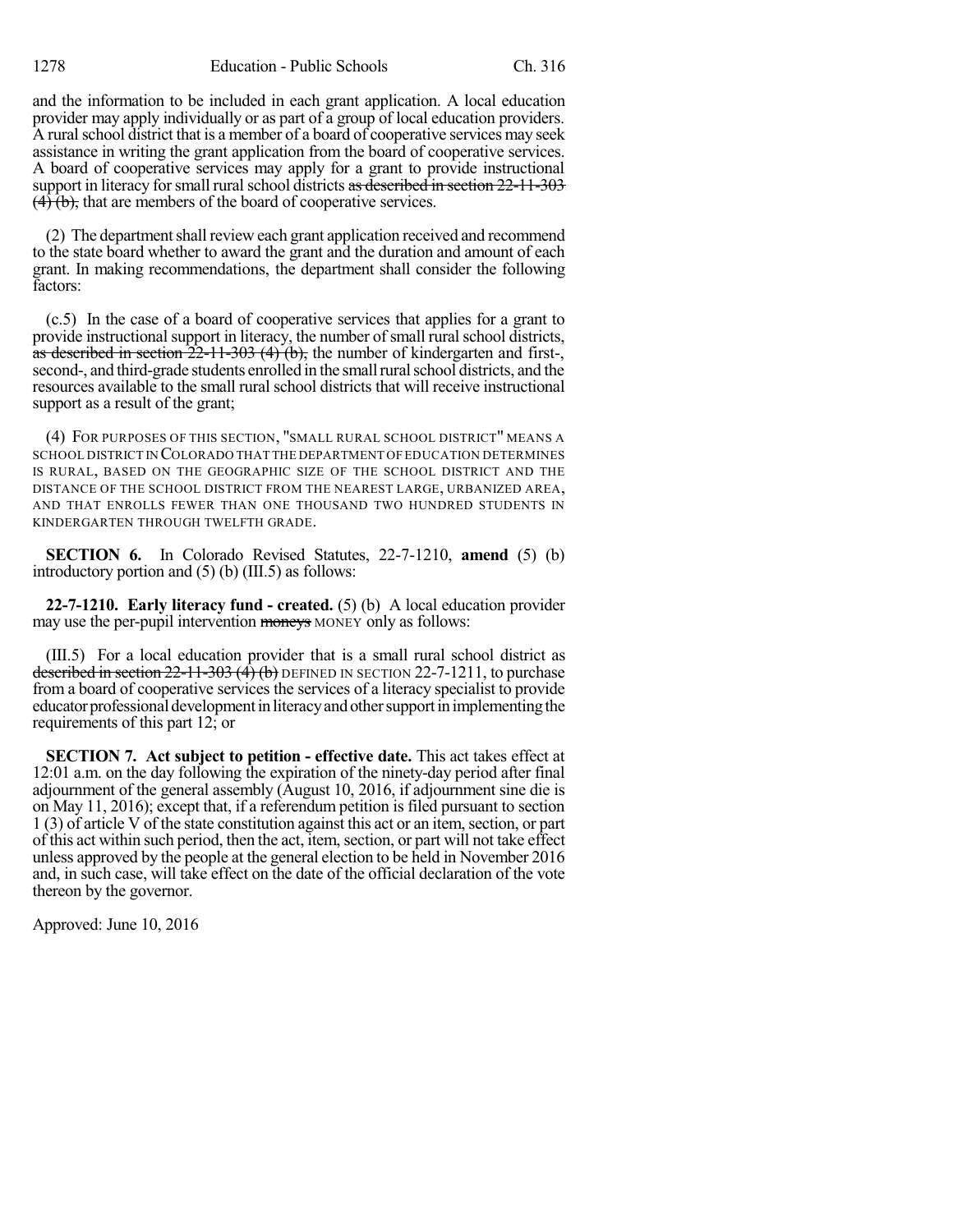and the information to be included in each grant application. A local education provider may apply individually or as part of a group of local education providers. A rural school district that is a member of a board of cooperative services may seek assistance in writing the grant application from the board of cooperative services. A board of cooperative services may apply for a grant to provide instructional support in literacy for small rural school districts ~~as described in section 22-11-303 (4) (b),~~ that are members of the board of cooperative services.

(2) The department shall review each grant application received and recommend to the state board whether to award the grant and the duration and amount of each grant. In making recommendations, the department shall consider the following factors:

(c.5) In the case of a board of cooperative services that applies for a grant to provide instructional support in literacy, the number of small rural school districts, ~~as described in section 22-11-303 (4) (b),~~ the number of kindergarten and first-, second-, and third-grade students enrolled in the small rural school districts, and the resources available to the small rural school districts that will receive instructional support as a result of the grant;

(4) FOR PURPOSES OF THIS SECTION, "SMALL RURAL SCHOOL DISTRICT" MEANS A SCHOOL DISTRICT IN COLORADO THAT THE DEPARTMENT OF EDUCATION DETERMINES IS RURAL, BASED ON THE GEOGRAPHIC SIZE OF THE SCHOOL DISTRICT AND THE DISTANCE OF THE SCHOOL DISTRICT FROM THE NEAREST LARGE, URBANIZED AREA, AND THAT ENROLLS FEWER THAN ONE THOUSAND TWO HUNDRED STUDENTS IN KINDERGARTEN THROUGH TWELFTH GRADE.

**SECTION 6.** In Colorado Revised Statutes, 22-7-1210, **amend** (5) (b) introductory portion and (5) (b) (III.5) as follows:

**22-7-1210. Early literacy fund - created.** (5) (b) A local education provider may use the per-pupil intervention ~~moneys~~ MONEY only as follows:

(III.5) For a local education provider that is a small rural school district as ~~described in section 22-11-303 (4) (b)~~ DEFINED IN SECTION 22-7-1211, to purchase from a board of cooperative services the services of a literacy specialist to provide educator professional development in literacy and other support in implementing the requirements of this part 12; or

**SECTION 7. Act subject to petition - effective date.** This act takes effect at 12:01 a.m. on the day following the expiration of the ninety-day period after final adjournment of the general assembly (August 10, 2016, if adjournment sine die is on May 11, 2016); except that, if a referendum petition is filed pursuant to section 1 (3) of article V of the state constitution against this act or an item, section, or part of this act within such period, then the act, item, section, or part will not take effect unless approved by the people at the general election to be held in November 2016 and, in such case, will take effect on the date of the official declaration of the vote thereon by the governor.

Approved: June 10, 2016